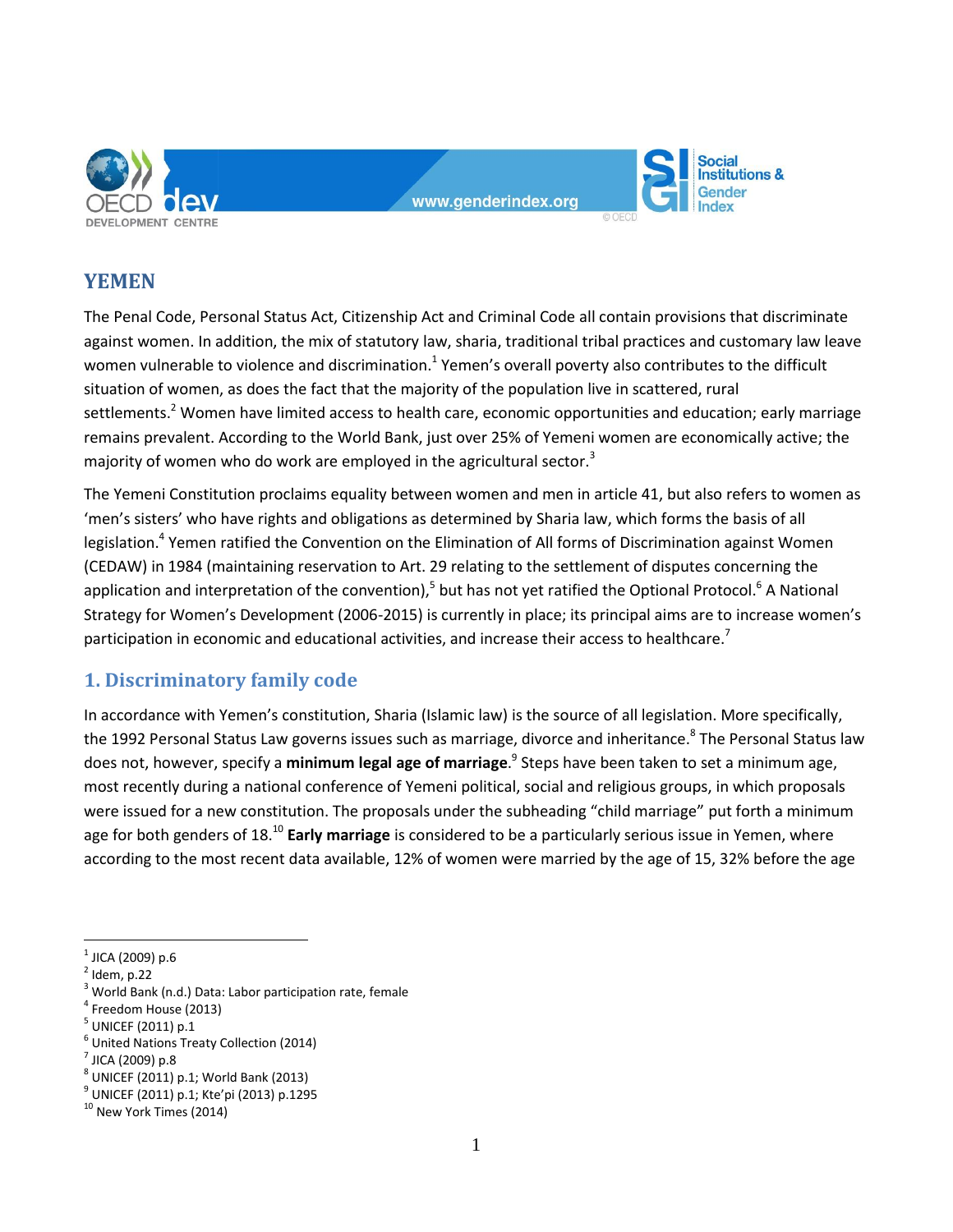# YEMEN

The Penal Code, Personal Status Act, Citizenship Act and Criminal Code all contain provisions that discriminate against women. In addition, the mix of statutory law, sharia, traditional tribal practices and customary law leave women vulnerable to violence and discrimination.[1] Yemen's overall poverty also contributes to the difficult situation of women, as does the fact that the majority of the population live in scattered, rural settlements.[2] Women have limited access to health care, economic opportunities and education; early marriage remains prevalent. According to the World Bank, just over 25% of Yemeni women are economically active; the majority of women who do work are employed in the agricultural sector.[3]

The Yemeni Constitution proclaims equality between women and men in article 41, but also refers to women as 'men's sisters' who have rights and obligations as determined by Sharia law, which forms the basis of all legislation.[4] Yemen ratified the Convention on the Elimination of All forms of Discrimination against Women (CEDAW) in 1984 (maintaining reservation to Art. 29 relating to the settlement of disputes concerning the application and interpretation of the convention),[5] but has not yet ratified the Optional Protocol.[6] A National Strategy for Women's Development (2006-2015) is currently in place; its principal aims are to increase women's participation in economic and educational activities, and increase their access to healthcare.[7]

## 1. Discriminatory family code

In accordance with Yemen's constitution, Sharia (Islamic law) is the source of all legislation. More specifically, the 1992 Personal Status Law governs issues such as marriage, divorce and inheritance.[8] The Personal Status law does not, however, specify a **minimum legal age of marriage**.[9] Steps have been taken to set a minimum age, most recently during a national conference of Yemeni political, social and religious groups, in which proposals were issued for a new constitution. The proposals under the subheading "child marriage" put forth a minimum age for both genders of 18.[10] **Early marriage** is considered to be a particularly serious issue in Yemen, where according to the most recent data available, 12% of women were married by the age of 15, 32% before the age

---

[1] JICA (2009) p.6
[2] Idem, p.22
[3] World Bank (n.d.) Data: Labor participation rate, female
[4] Freedom House (2013)
[5] UNICEF (2011) p.1
[6] United Nations Treaty Collection (2014)
[7] JICA (2009) p.8
[8] UNICEF (2011) p.1; World Bank (2013)
[9] UNICEF (2011) p.1; Kte'pi (2013) p.1295
[10] New York Times (2014)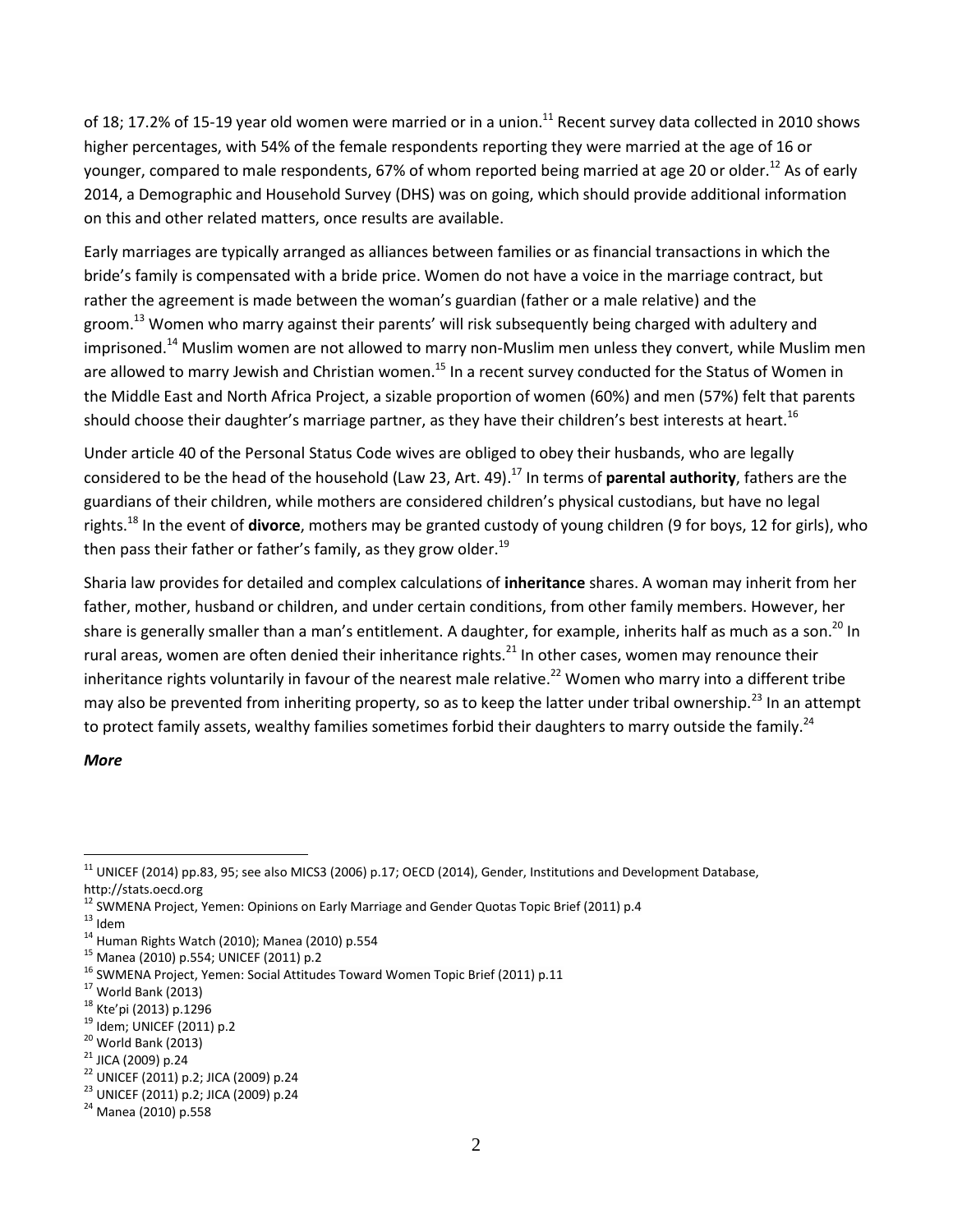of 18; 17.2% of 15-19 year old women were married or in a union.[11] Recent survey data collected in 2010 shows higher percentages, with 54% of the female respondents reporting they were married at the age of 16 or younger, compared to male respondents, 67% of whom reported being married at age 20 or older.[12] As of early 2014, a Demographic and Household Survey (DHS) was on going, which should provide additional information on this and other related matters, once results are available.

Early marriages are typically arranged as alliances between families or as financial transactions in which the bride's family is compensated with a bride price. Women do not have a voice in the marriage contract, but rather the agreement is made between the woman's guardian (father or a male relative) and the groom.[13] Women who marry against their parents' will risk subsequently being charged with adultery and imprisoned.[14] Muslim women are not allowed to marry non-Muslim men unless they convert, while Muslim men are allowed to marry Jewish and Christian women.[15] In a recent survey conducted for the Status of Women in the Middle East and North Africa Project, a sizable proportion of women (60%) and men (57%) felt that parents should choose their daughter's marriage partner, as they have their children's best interests at heart.[16]

Under article 40 of the Personal Status Code wives are obliged to obey their husbands, who are legally considered to be the head of the household (Law 23, Art. 49).[17] In terms of **parental authority**, fathers are the guardians of their children, while mothers are considered children's physical custodians, but have no legal rights.[18] In the event of **divorce**, mothers may be granted custody of young children (9 for boys, 12 for girls), who then pass their father or father's family, as they grow older.[19]

Sharia law provides for detailed and complex calculations of **inheritance** shares. A woman may inherit from her father, mother, husband or children, and under certain conditions, from other family members. However, her share is generally smaller than a man's entitlement. A daughter, for example, inherits half as much as a son.[20] In rural areas, women are often denied their inheritance rights.[21] In other cases, women may renounce their inheritance rights voluntarily in favour of the nearest male relative.[22] Women who marry into a different tribe may also be prevented from inheriting property, so as to keep the latter under tribal ownership.[23] In an attempt to protect family assets, wealthy families sometimes forbid their daughters to marry outside the family.[24]

***More***

---

[11] UNICEF (2014) pp.83, 95; see also MICS3 (2006) p.17; OECD (2014), Gender, Institutions and Development Database, http://stats.oecd.org

[12] SWMENA Project, Yemen: Opinions on Early Marriage and Gender Quotas Topic Brief (2011) p.4

[13] Idem

[14] Human Rights Watch (2010); Manea (2010) p.554

[15] Manea (2010) p.554; UNICEF (2011) p.2

[16] SWMENA Project, Yemen: Social Attitudes Toward Women Topic Brief (2011) p.11

[17] World Bank (2013)

[18] Kte'pi (2013) p.1296

[19] Idem; UNICEF (2011) p.2

[20] World Bank (2013)

[21] JICA (2009) p.24

[22] UNICEF (2011) p.2; JICA (2009) p.24

[23] UNICEF (2011) p.2; JICA (2009) p.24

[24] Manea (2010) p.558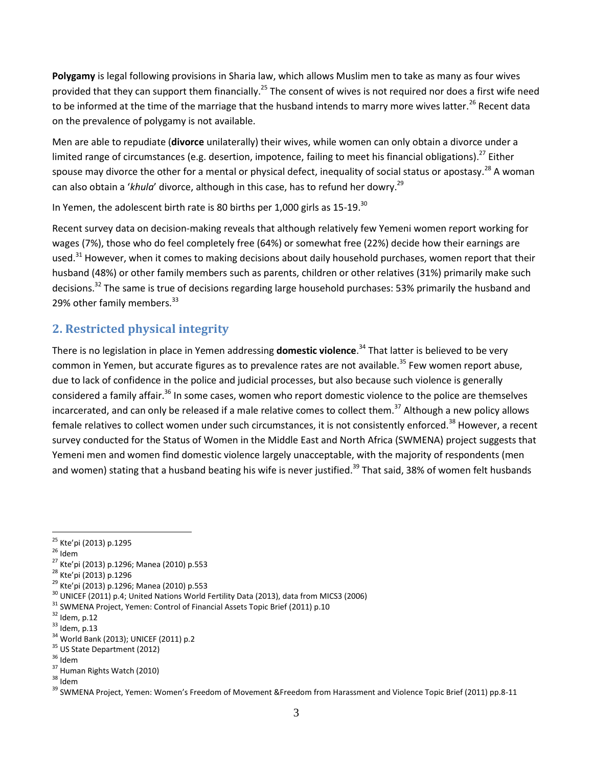**Polygamy** is legal following provisions in Sharia law, which allows Muslim men to take as many as four wives provided that they can support them financially.[25] The consent of wives is not required nor does a first wife need to be informed at the time of the marriage that the husband intends to marry more wives latter.[26] Recent data on the prevalence of polygamy is not available.

Men are able to repudiate (**divorce** unilaterally) their wives, while women can only obtain a divorce under a limited range of circumstances (e.g. desertion, impotence, failing to meet his financial obligations).[27] Either spouse may divorce the other for a mental or physical defect, inequality of social status or apostasy.[28] A woman can also obtain a '*khula*' divorce, although in this case, has to refund her dowry.[29]

In Yemen, the adolescent birth rate is 80 births per 1,000 girls as 15-19.[30]

Recent survey data on decision-making reveals that although relatively few Yemeni women report working for wages (7%), those who do feel completely free (64%) or somewhat free (22%) decide how their earnings are used.[31] However, when it comes to making decisions about daily household purchases, women report that their husband (48%) or other family members such as parents, children or other relatives (31%) primarily make such decisions.[32] The same is true of decisions regarding large household purchases: 53% primarily the husband and 29% other family members.[33]

## 2. Restricted physical integrity

There is no legislation in place in Yemen addressing **domestic violence**.[34] That latter is believed to be very common in Yemen, but accurate figures as to prevalence rates are not available.[35] Few women report abuse, due to lack of confidence in the police and judicial processes, but also because such violence is generally considered a family affair.[36] In some cases, women who report domestic violence to the police are themselves incarcerated, and can only be released if a male relative comes to collect them.[37] Although a new policy allows female relatives to collect women under such circumstances, it is not consistently enforced.[38] However, a recent survey conducted for the Status of Women in the Middle East and North Africa (SWMENA) project suggests that Yemeni men and women find domestic violence largely unacceptable, with the majority of respondents (men and women) stating that a husband beating his wife is never justified.[39] That said, 38% of women felt husbands

---

[25] Kte'pi (2013) p.1295
[26] Idem
[27] Kte'pi (2013) p.1296; Manea (2010) p.553
[28] Kte'pi (2013) p.1296
[29] Kte'pi (2013) p.1296; Manea (2010) p.553
[30] UNICEF (2011) p.4; United Nations World Fertility Data (2013), data from MICS3 (2006)
[31] SWMENA Project, Yemen: Control of Financial Assets Topic Brief (2011) p.10
[32] Idem, p.12
[33] Idem, p.13
[34] World Bank (2013); UNICEF (2011) p.2
[35] US State Department (2012)
[36] Idem
[37] Human Rights Watch (2010)
[38] Idem
[39] SWMENA Project, Yemen: Women's Freedom of Movement &Freedom from Harassment and Violence Topic Brief (2011) pp.8-11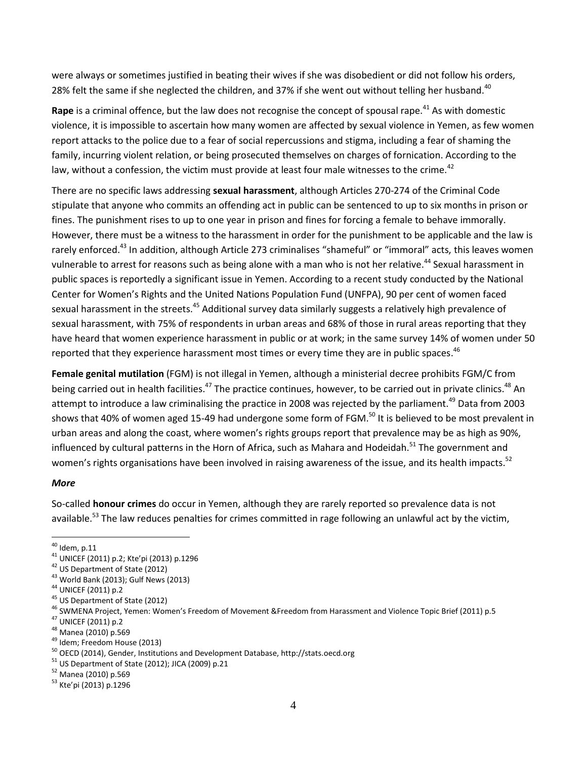were always or sometimes justified in beating their wives if she was disobedient or did not follow his orders, 28% felt the same if she neglected the children, and 37% if she went out without telling her husband.[40]

**Rape** is a criminal offence, but the law does not recognise the concept of spousal rape.[41] As with domestic violence, it is impossible to ascertain how many women are affected by sexual violence in Yemen, as few women report attacks to the police due to a fear of social repercussions and stigma, including a fear of shaming the family, incurring violent relation, or being prosecuted themselves on charges of fornication. According to the law, without a confession, the victim must provide at least four male witnesses to the crime.[42]

There are no specific laws addressing **sexual harassment**, although Articles 270-274 of the Criminal Code stipulate that anyone who commits an offending act in public can be sentenced to up to six months in prison or fines. The punishment rises to up to one year in prison and fines for forcing a female to behave immorally. However, there must be a witness to the harassment in order for the punishment to be applicable and the law is rarely enforced.[43] In addition, although Article 273 criminalises "shameful" or "immoral" acts, this leaves women vulnerable to arrest for reasons such as being alone with a man who is not her relative.[44] Sexual harassment in public spaces is reportedly a significant issue in Yemen. According to a recent study conducted by the National Center for Women's Rights and the United Nations Population Fund (UNFPA), 90 per cent of women faced sexual harassment in the streets.[45] Additional survey data similarly suggests a relatively high prevalence of sexual harassment, with 75% of respondents in urban areas and 68% of those in rural areas reporting that they have heard that women experience harassment in public or at work; in the same survey 14% of women under 50 reported that they experience harassment most times or every time they are in public spaces.[46]

**Female genital mutilation** (FGM) is not illegal in Yemen, although a ministerial decree prohibits FGM/C from being carried out in health facilities.[47] The practice continues, however, to be carried out in private clinics.[48] An attempt to introduce a law criminalising the practice in 2008 was rejected by the parliament.[49] Data from 2003 shows that 40% of women aged 15-49 had undergone some form of FGM.[50] It is believed to be most prevalent in urban areas and along the coast, where women's rights groups report that prevalence may be as high as 90%, influenced by cultural patterns in the Horn of Africa, such as Mahara and Hodeidah.[51] The government and women's rights organisations have been involved in raising awareness of the issue, and its health impacts.[52]

***More***

So-called **honour crimes** do occur in Yemen, although they are rarely reported so prevalence data is not available.[53] The law reduces penalties for crimes committed in rage following an unlawful act by the victim,

---

[40] Idem, p.11
[41] UNICEF (2011) p.2; Kte'pi (2013) p.1296
[42] US Department of State (2012)
[43] World Bank (2013); Gulf News (2013)
[44] UNICEF (2011) p.2
[45] US Department of State (2012)
[46] SWMENA Project, Yemen: Women's Freedom of Movement &Freedom from Harassment and Violence Topic Brief (2011) p.5
[47] UNICEF (2011) p.2
[48] Manea (2010) p.569
[49] Idem; Freedom House (2013)
[50] OECD (2014), Gender, Institutions and Development Database, http://stats.oecd.org
[51] US Department of State (2012); JICA (2009) p.21
[52] Manea (2010) p.569
[53] Kte'pi (2013) p.1296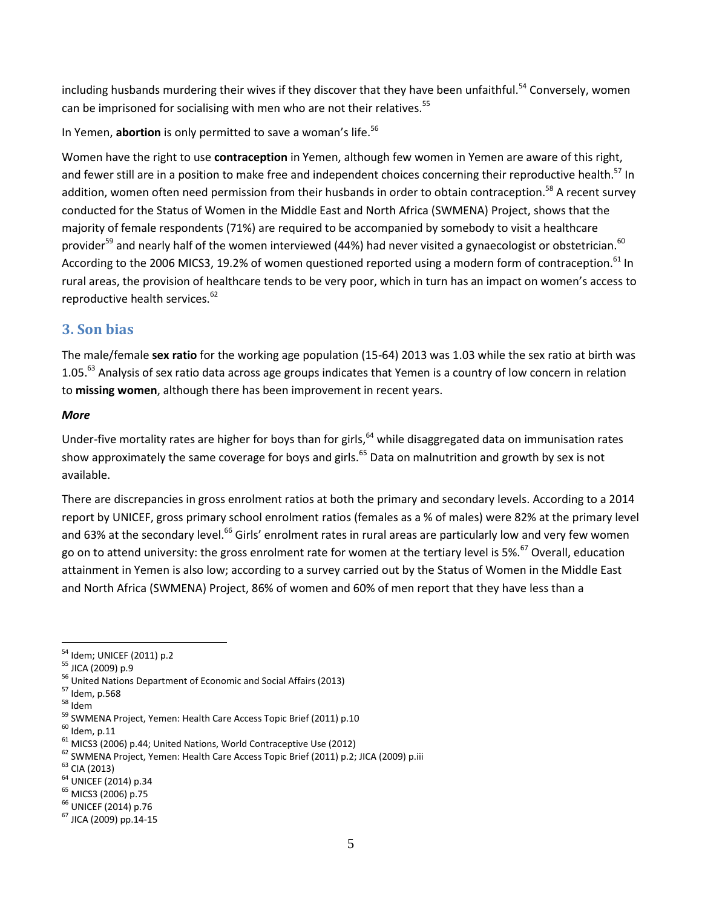including husbands murdering their wives if they discover that they have been unfaithful.[54] Conversely, women can be imprisoned for socialising with men who are not their relatives.[55]

In Yemen, **abortion** is only permitted to save a woman's life.[56]

Women have the right to use **contraception** in Yemen, although few women in Yemen are aware of this right, and fewer still are in a position to make free and independent choices concerning their reproductive health.[57] In addition, women often need permission from their husbands in order to obtain contraception.[58] A recent survey conducted for the Status of Women in the Middle East and North Africa (SWMENA) Project, shows that the majority of female respondents (71%) are required to be accompanied by somebody to visit a healthcare provider[59] and nearly half of the women interviewed (44%) had never visited a gynaecologist or obstetrician.[60] According to the 2006 MICS3, 19.2% of women questioned reported using a modern form of contraception.[61] In rural areas, the provision of healthcare tends to be very poor, which in turn has an impact on women's access to reproductive health services.[62]

## 3. Son bias

The male/female **sex ratio** for the working age population (15-64) 2013 was 1.03 while the sex ratio at birth was 1.05.[63] Analysis of sex ratio data across age groups indicates that Yemen is a country of low concern in relation to **missing women**, although there has been improvement in recent years.

***More***

Under-five mortality rates are higher for boys than for girls,[64] while disaggregated data on immunisation rates show approximately the same coverage for boys and girls.[65] Data on malnutrition and growth by sex is not available.

There are discrepancies in gross enrolment ratios at both the primary and secondary levels. According to a 2014 report by UNICEF, gross primary school enrolment ratios (females as a % of males) were 82% at the primary level and 63% at the secondary level.[66] Girls' enrolment rates in rural areas are particularly low and very few women go on to attend university: the gross enrolment rate for women at the tertiary level is 5%.[67] Overall, education attainment in Yemen is also low; according to a survey carried out by the Status of Women in the Middle East and North Africa (SWMENA) Project, 86% of women and 60% of men report that they have less than a

---

[54] Idem; UNICEF (2011) p.2
[55] JICA (2009) p.9
[56] United Nations Department of Economic and Social Affairs (2013)
[57] Idem, p.568
[58] Idem
[59] SWMENA Project, Yemen: Health Care Access Topic Brief (2011) p.10
[60] Idem, p.11
[61] MICS3 (2006) p.44; United Nations, World Contraceptive Use (2012)
[62] SWMENA Project, Yemen: Health Care Access Topic Brief (2011) p.2; JICA (2009) p.iii
[63] CIA (2013)
[64] UNICEF (2014) p.34
[65] MICS3 (2006) p.75
[66] UNICEF (2014) p.76
[67] JICA (2009) pp.14-15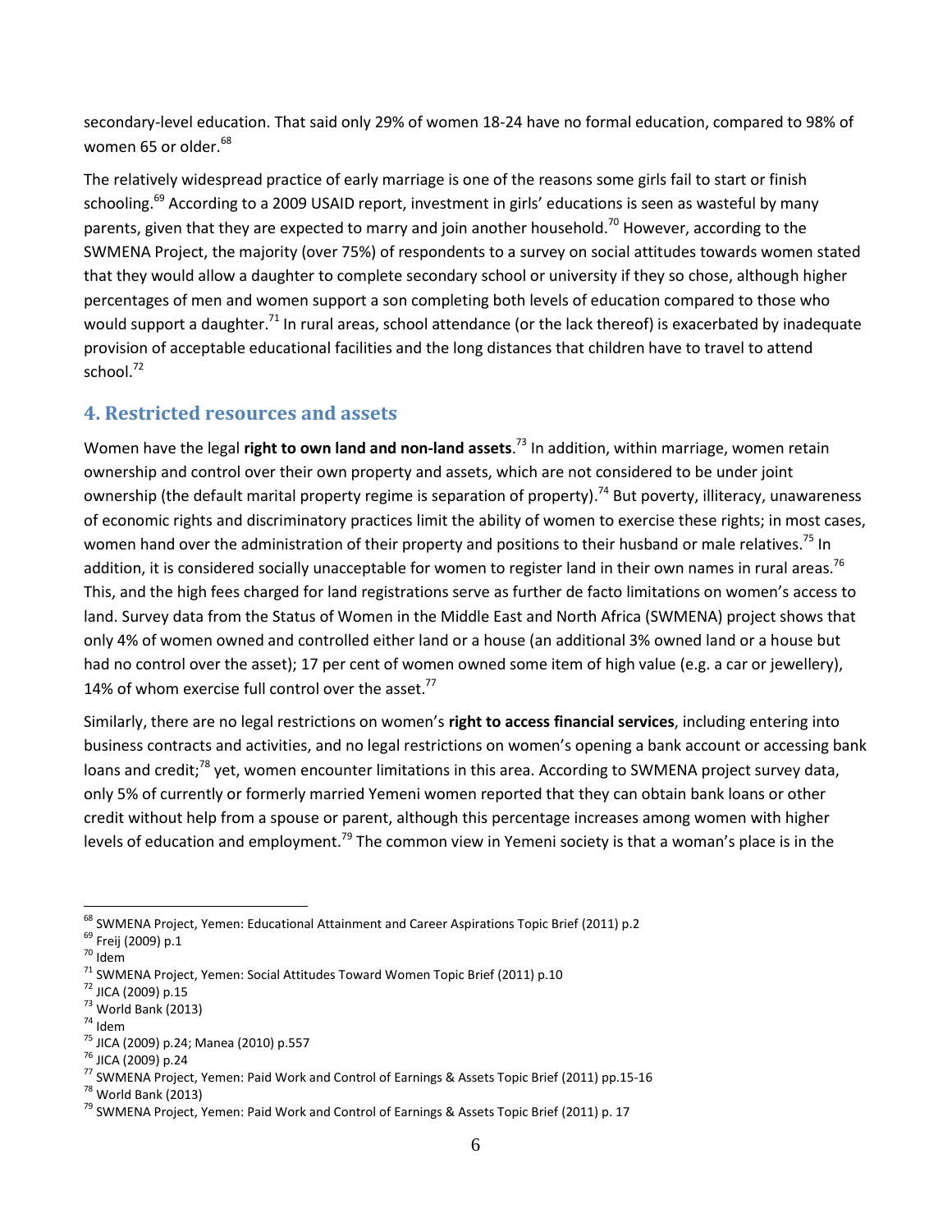secondary-level education. That said only 29% of women 18-24 have no formal education, compared to 98% of women 65 or older.[68]

The relatively widespread practice of early marriage is one of the reasons some girls fail to start or finish schooling.[69] According to a 2009 USAID report, investment in girls' educations is seen as wasteful by many parents, given that they are expected to marry and join another household.[70] However, according to the SWMENA Project, the majority (over 75%) of respondents to a survey on social attitudes towards women stated that they would allow a daughter to complete secondary school or university if they so chose, although higher percentages of men and women support a son completing both levels of education compared to those who would support a daughter.[71] In rural areas, school attendance (or the lack thereof) is exacerbated by inadequate provision of acceptable educational facilities and the long distances that children have to travel to attend school.[72]

## 4. Restricted resources and assets

Women have the legal **right to own land and non-land assets**.[73] In addition, within marriage, women retain ownership and control over their own property and assets, which are not considered to be under joint ownership (the default marital property regime is separation of property).[74] But poverty, illiteracy, unawareness of economic rights and discriminatory practices limit the ability of women to exercise these rights; in most cases, women hand over the administration of their property and positions to their husband or male relatives.[75] In addition, it is considered socially unacceptable for women to register land in their own names in rural areas.[76] This, and the high fees charged for land registrations serve as further de facto limitations on women's access to land. Survey data from the Status of Women in the Middle East and North Africa (SWMENA) project shows that only 4% of women owned and controlled either land or a house (an additional 3% owned land or a house but had no control over the asset); 17 per cent of women owned some item of high value (e.g. a car or jewellery), 14% of whom exercise full control over the asset.[77]

Similarly, there are no legal restrictions on women's **right to access financial services**, including entering into business contracts and activities, and no legal restrictions on women's opening a bank account or accessing bank loans and credit;[78] yet, women encounter limitations in this area. According to SWMENA project survey data, only 5% of currently or formerly married Yemeni women reported that they can obtain bank loans or other credit without help from a spouse or parent, although this percentage increases among women with higher levels of education and employment.[79] The common view in Yemeni society is that a woman's place is in the

---

[68] SWMENA Project, Yemen: Educational Attainment and Career Aspirations Topic Brief (2011) p.2
[69] Freij (2009) p.1
[70] Idem
[71] SWMENA Project, Yemen: Social Attitudes Toward Women Topic Brief (2011) p.10
[72] JICA (2009) p.15
[73] World Bank (2013)
[74] Idem
[75] JICA (2009) p.24; Manea (2010) p.557
[76] JICA (2009) p.24
[77] SWMENA Project, Yemen: Paid Work and Control of Earnings & Assets Topic Brief (2011) pp.15-16
[78] World Bank (2013)
[79] SWMENA Project, Yemen: Paid Work and Control of Earnings & Assets Topic Brief (2011) p. 17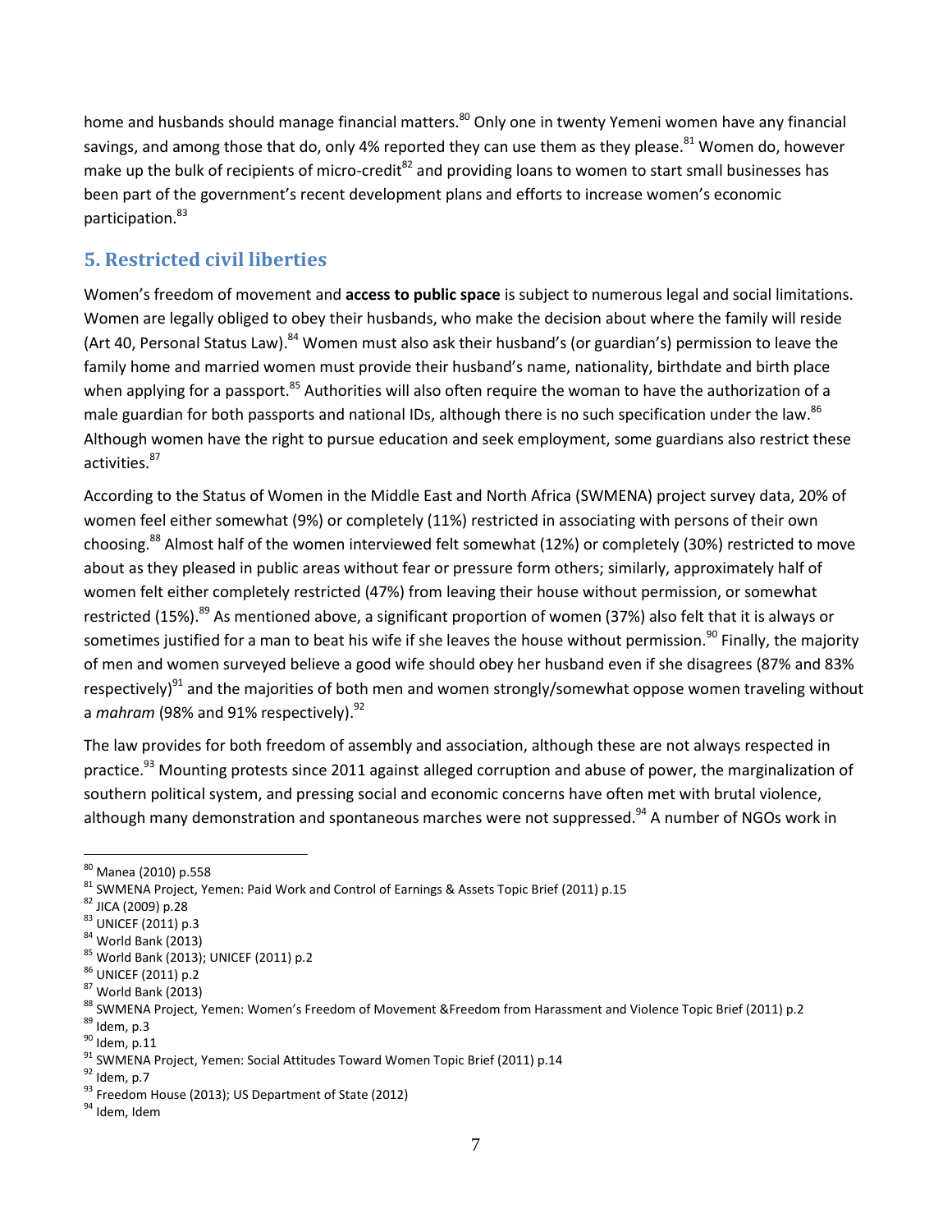home and husbands should manage financial matters.[80] Only one in twenty Yemeni women have any financial savings, and among those that do, only 4% reported they can use them as they please.[81] Women do, however make up the bulk of recipients of micro-credit[82] and providing loans to women to start small businesses has been part of the government's recent development plans and efforts to increase women's economic participation.[83]

## 5. Restricted civil liberties

Women's freedom of movement and **access to public space** is subject to numerous legal and social limitations. Women are legally obliged to obey their husbands, who make the decision about where the family will reside (Art 40, Personal Status Law).[84] Women must also ask their husband's (or guardian's) permission to leave the family home and married women must provide their husband's name, nationality, birthdate and birth place when applying for a passport.[85] Authorities will also often require the woman to have the authorization of a male guardian for both passports and national IDs, although there is no such specification under the law.[86] Although women have the right to pursue education and seek employment, some guardians also restrict these activities.[87]

According to the Status of Women in the Middle East and North Africa (SWMENA) project survey data, 20% of women feel either somewhat (9%) or completely (11%) restricted in associating with persons of their own choosing.[88] Almost half of the women interviewed felt somewhat (12%) or completely (30%) restricted to move about as they pleased in public areas without fear or pressure form others; similarly, approximately half of women felt either completely restricted (47%) from leaving their house without permission, or somewhat restricted (15%).[89] As mentioned above, a significant proportion of women (37%) also felt that it is always or sometimes justified for a man to beat his wife if she leaves the house without permission.[90] Finally, the majority of men and women surveyed believe a good wife should obey her husband even if she disagrees (87% and 83% respectively)[91] and the majorities of both men and women strongly/somewhat oppose women traveling without a *mahram* (98% and 91% respectively).[92]

The law provides for both freedom of assembly and association, although these are not always respected in practice.[93] Mounting protests since 2011 against alleged corruption and abuse of power, the marginalization of southern political system, and pressing social and economic concerns have often met with brutal violence, although many demonstration and spontaneous marches were not suppressed.[94] A number of NGOs work in

---

[80] Manea (2010) p.558
[81] SWMENA Project, Yemen: Paid Work and Control of Earnings & Assets Topic Brief (2011) p.15
[82] JICA (2009) p.28
[83] UNICEF (2011) p.3
[84] World Bank (2013)
[85] World Bank (2013); UNICEF (2011) p.2
[86] UNICEF (2011) p.2
[87] World Bank (2013)
[88] SWMENA Project, Yemen: Women's Freedom of Movement &Freedom from Harassment and Violence Topic Brief (2011) p.2
[89] Idem, p.3
[90] Idem, p.11
[91] SWMENA Project, Yemen: Social Attitudes Toward Women Topic Brief (2011) p.14
[92] Idem, p.7
[93] Freedom House (2013); US Department of State (2012)
[94] Idem, Idem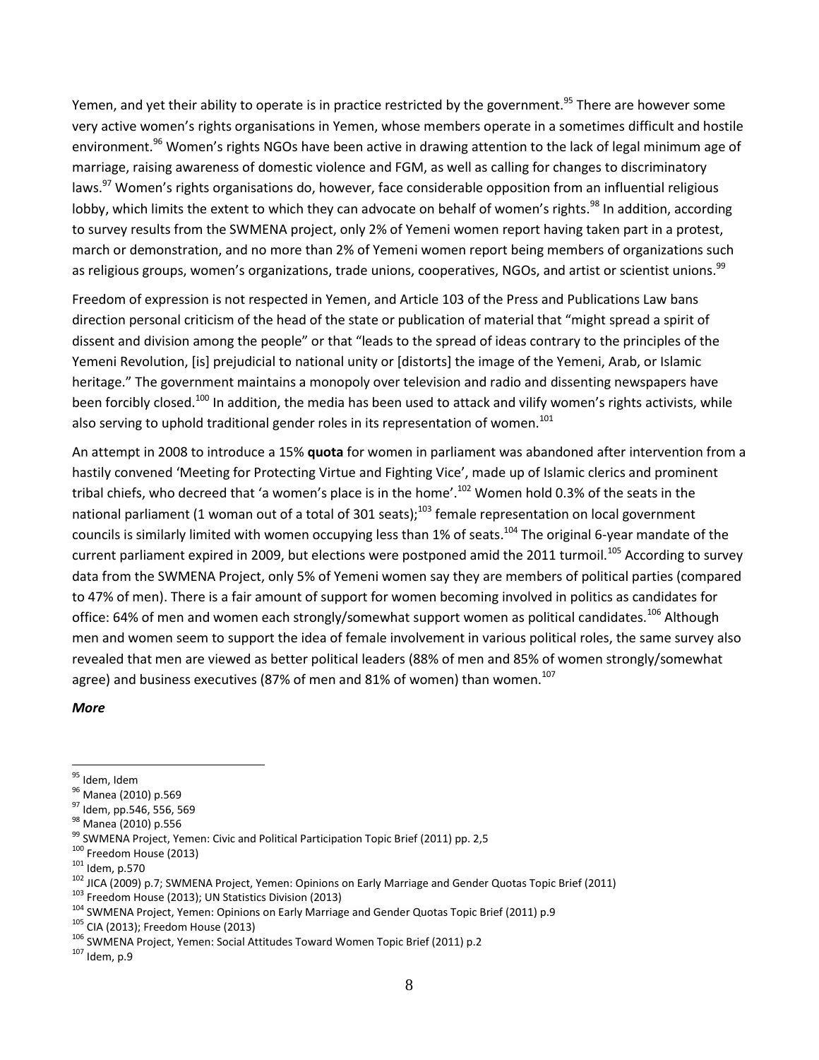Yemen, and yet their ability to operate is in practice restricted by the government.[95] There are however some very active women's rights organisations in Yemen, whose members operate in a sometimes difficult and hostile environment.[96] Women's rights NGOs have been active in drawing attention to the lack of legal minimum age of marriage, raising awareness of domestic violence and FGM, as well as calling for changes to discriminatory laws.[97] Women's rights organisations do, however, face considerable opposition from an influential religious lobby, which limits the extent to which they can advocate on behalf of women's rights.[98] In addition, according to survey results from the SWMENA project, only 2% of Yemeni women report having taken part in a protest, march or demonstration, and no more than 2% of Yemeni women report being members of organizations such as religious groups, women's organizations, trade unions, cooperatives, NGOs, and artist or scientist unions.[99]

Freedom of expression is not respected in Yemen, and Article 103 of the Press and Publications Law bans direction personal criticism of the head of the state or publication of material that "might spread a spirit of dissent and division among the people" or that "leads to the spread of ideas contrary to the principles of the Yemeni Revolution, [is] prejudicial to national unity or [distorts] the image of the Yemeni, Arab, or Islamic heritage." The government maintains a monopoly over television and radio and dissenting newspapers have been forcibly closed.[100] In addition, the media has been used to attack and vilify women's rights activists, while also serving to uphold traditional gender roles in its representation of women.[101]

An attempt in 2008 to introduce a 15% **quota** for women in parliament was abandoned after intervention from a hastily convened 'Meeting for Protecting Virtue and Fighting Vice', made up of Islamic clerics and prominent tribal chiefs, who decreed that 'a women's place is in the home'.[102] Women hold 0.3% of the seats in the national parliament (1 woman out of a total of 301 seats);[103] female representation on local government councils is similarly limited with women occupying less than 1% of seats.[104] The original 6-year mandate of the current parliament expired in 2009, but elections were postponed amid the 2011 turmoil.[105] According to survey data from the SWMENA Project, only 5% of Yemeni women say they are members of political parties (compared to 47% of men). There is a fair amount of support for women becoming involved in politics as candidates for office: 64% of men and women each strongly/somewhat support women as political candidates.[106] Although men and women seem to support the idea of female involvement in various political roles, the same survey also revealed that men are viewed as better political leaders (88% of men and 85% of women strongly/somewhat agree) and business executives (87% of men and 81% of women) than women.[107]

***More***

---

[95] Idem, Idem
[96] Manea (2010) p.569
[97] Idem, pp.546, 556, 569
[98] Manea (2010) p.556
[99] SWMENA Project, Yemen: Civic and Political Participation Topic Brief (2011) pp. 2,5
[100] Freedom House (2013)
[101] Idem, p.570
[102] JICA (2009) p.7; SWMENA Project, Yemen: Opinions on Early Marriage and Gender Quotas Topic Brief (2011)
[103] Freedom House (2013); UN Statistics Division (2013)
[104] SWMENA Project, Yemen: Opinions on Early Marriage and Gender Quotas Topic Brief (2011) p.9
[105] CIA (2013); Freedom House (2013)
[106] SWMENA Project, Yemen: Social Attitudes Toward Women Topic Brief (2011) p.2
[107] Idem, p.9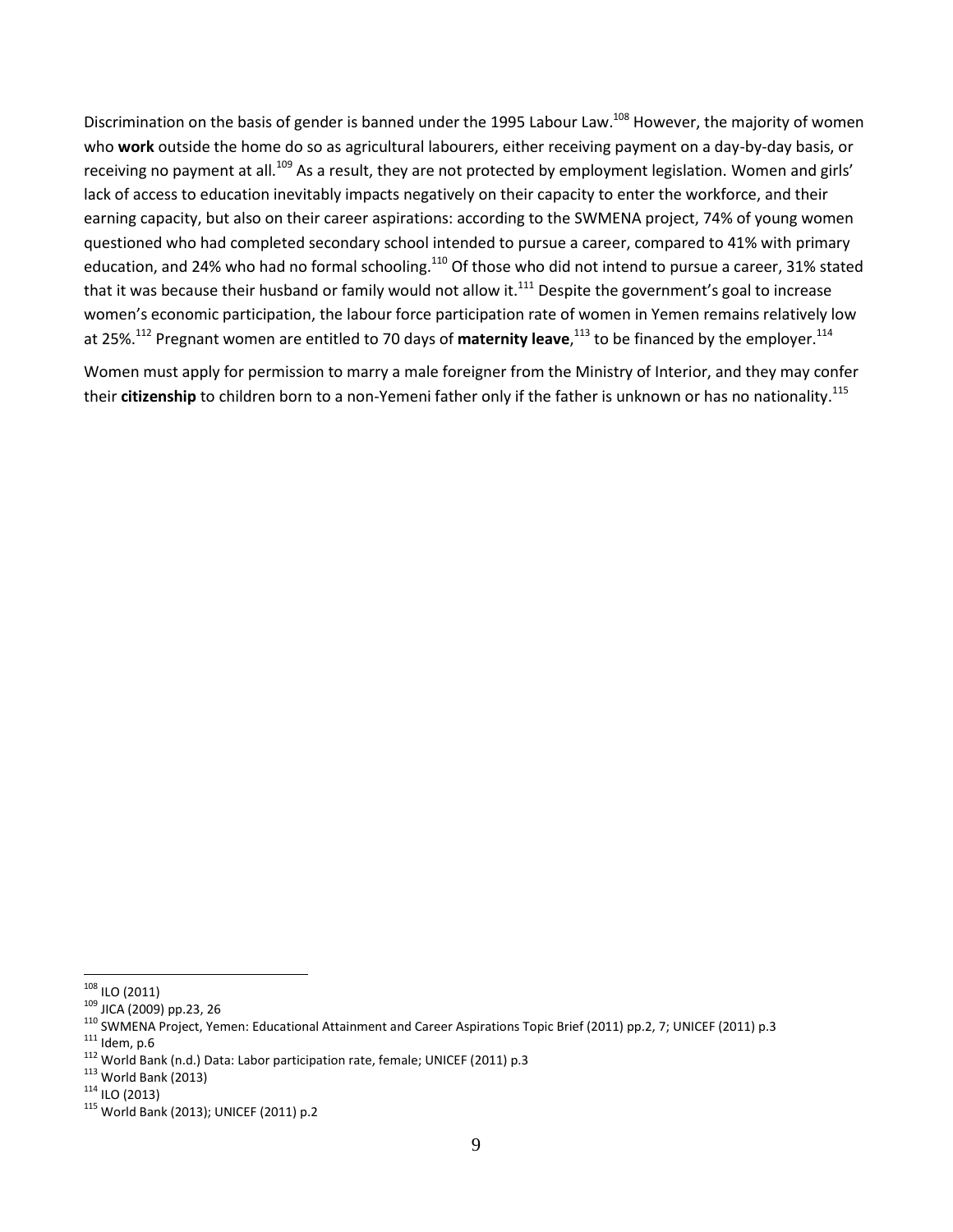Discrimination on the basis of gender is banned under the 1995 Labour Law.[108] However, the majority of women who **work** outside the home do so as agricultural labourers, either receiving payment on a day-by-day basis, or receiving no payment at all.[109] As a result, they are not protected by employment legislation. Women and girls' lack of access to education inevitably impacts negatively on their capacity to enter the workforce, and their earning capacity, but also on their career aspirations: according to the SWMENA project, 74% of young women questioned who had completed secondary school intended to pursue a career, compared to 41% with primary education, and 24% who had no formal schooling.[110] Of those who did not intend to pursue a career, 31% stated that it was because their husband or family would not allow it.[111] Despite the government's goal to increase women's economic participation, the labour force participation rate of women in Yemen remains relatively low at 25%.[112] Pregnant women are entitled to 70 days of **maternity leave**,[113] to be financed by the employer.[114]

Women must apply for permission to marry a male foreigner from the Ministry of Interior, and they may confer their **citizenship** to children born to a non-Yemeni father only if the father is unknown or has no nationality.[115]

---

[108] ILO (2011)

[109] JICA (2009) pp.23, 26

[110] SWMENA Project, Yemen: Educational Attainment and Career Aspirations Topic Brief (2011) pp.2, 7; UNICEF (2011) p.3

[111] Idem, p.6

[112] World Bank (n.d.) Data: Labor participation rate, female; UNICEF (2011) p.3

[113] World Bank (2013)

[114] ILO (2013)

[115] World Bank (2013); UNICEF (2011) p.2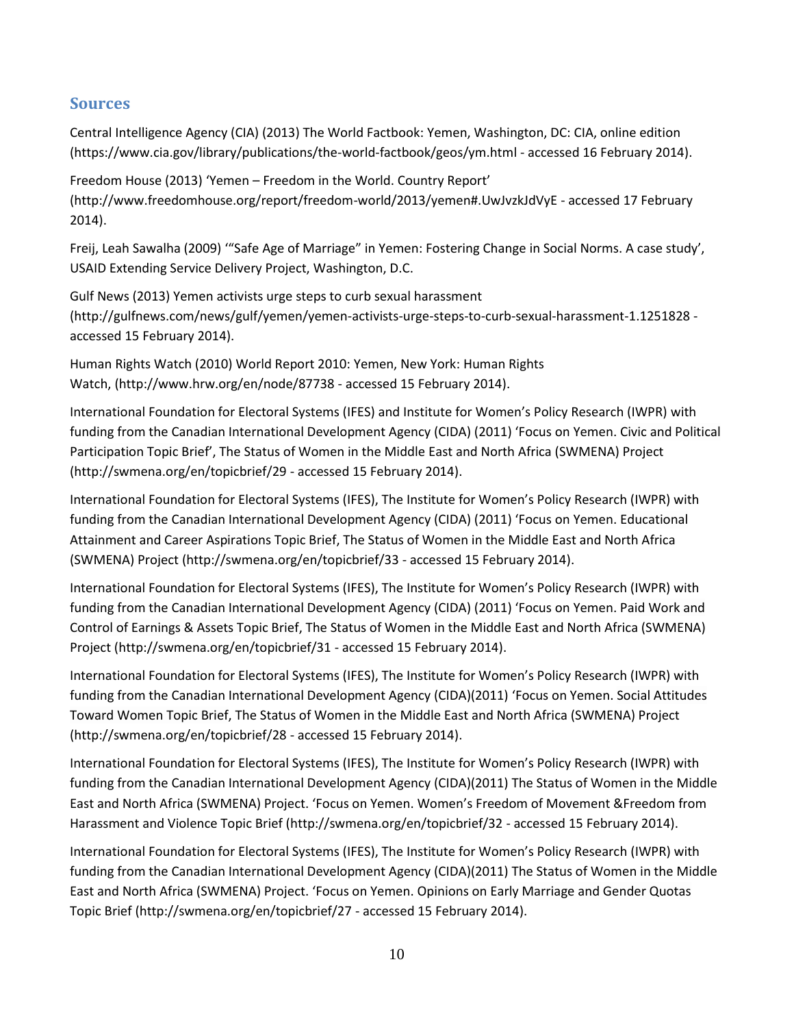## Sources

Central Intelligence Agency (CIA) (2013) The World Factbook: Yemen, Washington, DC: CIA, online edition (https://www.cia.gov/library/publications/the-world-factbook/geos/ym.html - accessed 16 February 2014).

Freedom House (2013) 'Yemen – Freedom in the World. Country Report' (http://www.freedomhouse.org/report/freedom-world/2013/yemen#.UwJvzkJdVyE - accessed 17 February 2014).

Freij, Leah Sawalha (2009) '"Safe Age of Marriage" in Yemen: Fostering Change in Social Norms. A case study', USAID Extending Service Delivery Project, Washington, D.C.

Gulf News (2013) Yemen activists urge steps to curb sexual harassment (http://gulfnews.com/news/gulf/yemen/yemen-activists-urge-steps-to-curb-sexual-harassment-1.1251828 - accessed 15 February 2014).

Human Rights Watch (2010) World Report 2010: Yemen, New York: Human Rights Watch, (http://www.hrw.org/en/node/87738 - accessed 15 February 2014).

International Foundation for Electoral Systems (IFES) and Institute for Women's Policy Research (IWPR) with funding from the Canadian International Development Agency (CIDA) (2011) 'Focus on Yemen. Civic and Political Participation Topic Brief', The Status of Women in the Middle East and North Africa (SWMENA) Project (http://swmena.org/en/topicbrief/29 - accessed 15 February 2014).

International Foundation for Electoral Systems (IFES), The Institute for Women's Policy Research (IWPR) with funding from the Canadian International Development Agency (CIDA) (2011) 'Focus on Yemen. Educational Attainment and Career Aspirations Topic Brief, The Status of Women in the Middle East and North Africa (SWMENA) Project (http://swmena.org/en/topicbrief/33 - accessed 15 February 2014).

International Foundation for Electoral Systems (IFES), The Institute for Women's Policy Research (IWPR) with funding from the Canadian International Development Agency (CIDA) (2011) 'Focus on Yemen. Paid Work and Control of Earnings & Assets Topic Brief, The Status of Women in the Middle East and North Africa (SWMENA) Project (http://swmena.org/en/topicbrief/31 - accessed 15 February 2014).

International Foundation for Electoral Systems (IFES), The Institute for Women's Policy Research (IWPR) with funding from the Canadian International Development Agency (CIDA)(2011) 'Focus on Yemen. Social Attitudes Toward Women Topic Brief, The Status of Women in the Middle East and North Africa (SWMENA) Project (http://swmena.org/en/topicbrief/28 - accessed 15 February 2014).

International Foundation for Electoral Systems (IFES), The Institute for Women's Policy Research (IWPR) with funding from the Canadian International Development Agency (CIDA)(2011) The Status of Women in the Middle East and North Africa (SWMENA) Project. 'Focus on Yemen. Women's Freedom of Movement &Freedom from Harassment and Violence Topic Brief (http://swmena.org/en/topicbrief/32 - accessed 15 February 2014).

International Foundation for Electoral Systems (IFES), The Institute for Women's Policy Research (IWPR) with funding from the Canadian International Development Agency (CIDA)(2011) The Status of Women in the Middle East and North Africa (SWMENA) Project. 'Focus on Yemen. Opinions on Early Marriage and Gender Quotas Topic Brief (http://swmena.org/en/topicbrief/27 - accessed 15 February 2014).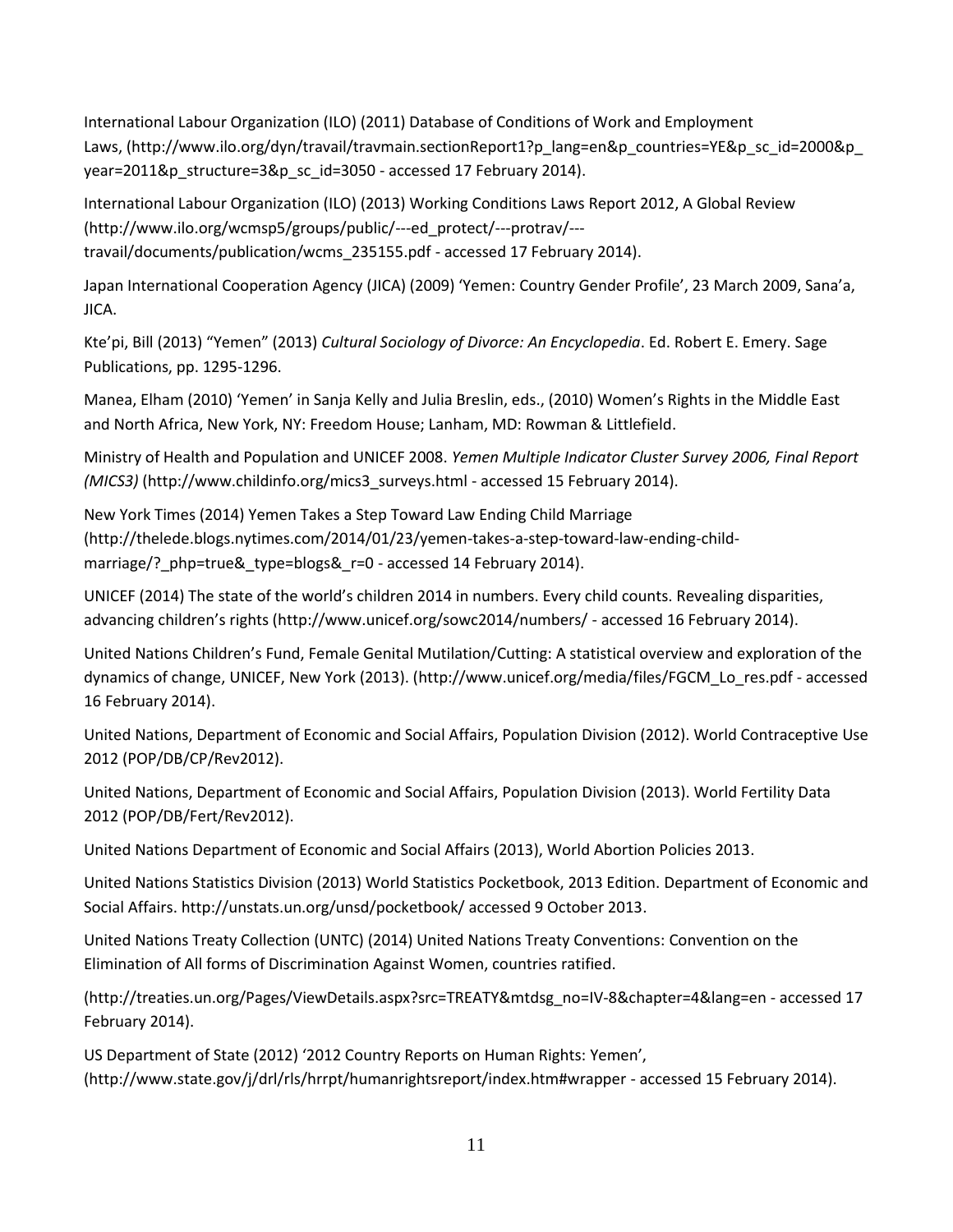International Labour Organization (ILO) (2011) Database of Conditions of Work and Employment Laws, (http://www.ilo.org/dyn/travail/travmain.sectionReport1?p_lang=en&p_countries=YE&p_sc_id=2000&p_year=2011&p_structure=3&p_sc_id=3050 - accessed 17 February 2014).

International Labour Organization (ILO) (2013) Working Conditions Laws Report 2012, A Global Review (http://www.ilo.org/wcmsp5/groups/public/---ed_protect/---protrav/---travail/documents/publication/wcms_235155.pdf - accessed 17 February 2014).

Japan International Cooperation Agency (JICA) (2009) 'Yemen: Country Gender Profile', 23 March 2009, Sana'a, JICA.

Kte'pi, Bill (2013) "Yemen" (2013) *Cultural Sociology of Divorce: An Encyclopedia*. Ed. Robert E. Emery. Sage Publications, pp. 1295-1296.

Manea, Elham (2010) 'Yemen' in Sanja Kelly and Julia Breslin, eds., (2010) Women's Rights in the Middle East and North Africa, New York, NY: Freedom House; Lanham, MD: Rowman & Littlefield.

Ministry of Health and Population and UNICEF 2008. *Yemen Multiple Indicator Cluster Survey 2006, Final Report (MICS3)* (http://www.childinfo.org/mics3_surveys.html - accessed 15 February 2014).

New York Times (2014) Yemen Takes a Step Toward Law Ending Child Marriage (http://thelede.blogs.nytimes.com/2014/01/23/yemen-takes-a-step-toward-law-ending-child-marriage/?_php=true&_type=blogs&_r=0 - accessed 14 February 2014).

UNICEF (2014) The state of the world's children 2014 in numbers. Every child counts. Revealing disparities, advancing children's rights (http://www.unicef.org/sowc2014/numbers/ - accessed 16 February 2014).

United Nations Children's Fund, Female Genital Mutilation/Cutting: A statistical overview and exploration of the dynamics of change, UNICEF, New York (2013). (http://www.unicef.org/media/files/FGCM_Lo_res.pdf - accessed 16 February 2014).

United Nations, Department of Economic and Social Affairs, Population Division (2012). World Contraceptive Use 2012 (POP/DB/CP/Rev2012).

United Nations, Department of Economic and Social Affairs, Population Division (2013). World Fertility Data 2012 (POP/DB/Fert/Rev2012).

United Nations Department of Economic and Social Affairs (2013), World Abortion Policies 2013.

United Nations Statistics Division (2013) World Statistics Pocketbook, 2013 Edition. Department of Economic and Social Affairs. http://unstats.un.org/unsd/pocketbook/ accessed 9 October 2013.

United Nations Treaty Collection (UNTC) (2014) United Nations Treaty Conventions: Convention on the Elimination of All forms of Discrimination Against Women, countries ratified.

(http://treaties.un.org/Pages/ViewDetails.aspx?src=TREATY&mtdsg_no=IV-8&chapter=4&lang=en - accessed 17 February 2014).

US Department of State (2012) '2012 Country Reports on Human Rights: Yemen', (http://www.state.gov/j/drl/rls/hrrpt/humanrightsreport/index.htm#wrapper - accessed 15 February 2014).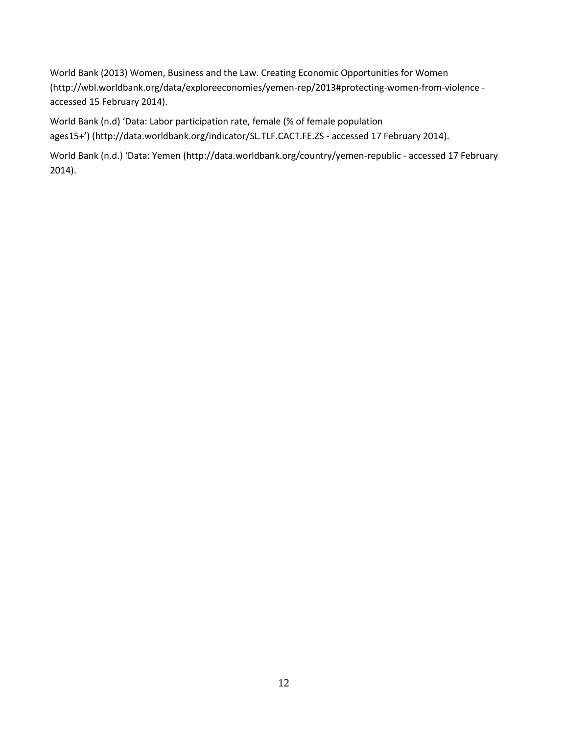World Bank (2013) Women, Business and the Law. Creating Economic Opportunities for Women (http://wbl.worldbank.org/data/exploreeconomies/yemen-rep/2013#protecting-women-from-violence - accessed 15 February 2014).

World Bank (n.d) 'Data: Labor participation rate, female (% of female population ages15+') (http://data.worldbank.org/indicator/SL.TLF.CACT.FE.ZS - accessed 17 February 2014).

World Bank (n.d.) 'Data: Yemen (http://data.worldbank.org/country/yemen-republic - accessed 17 February 2014).